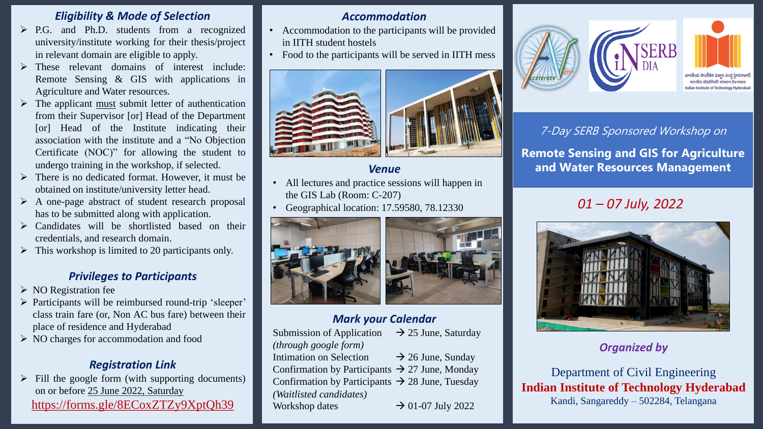## Eligibility & Mode of Selection

- P.G. and Ph.D. students from a recognized university/institute working for their thesis/project in relevant domain are eligible to apply.
- These relevant domains of interest include: Remote Sensing & GIS with applications in Agriculture and Water resources.
- The applicant must submit letter of authentication from their Supervisor [or] Head of the Department [or] Head of the Institute indicating their association with the institute and a "No Objection Certificate (NOC)" for allowing the student to undergo training in the workshop, if selected.
- There is no dedicated format. However, it must be obtained on institute/university letter head.
- A one-page abstract of student research proposal has to be submitted along with application.
- Candidates will be shortlisted based on their credentials, and research domain.
- This workshop is limited to 20 participants only.

## Privileges to Participants

- NO Registration fee
- Participants will be reimbursed round-trip 'sleeper' class train fare (or, Non AC bus fare) between their place of residence and Hyderabad
- NO charges for accommodation and food

## Registration Link

- Fill the google form (with supporting documents) on or before 25 June 2022, Saturday

https://forms.gle/8ECoxZTZy9XptQh39

## Accommodation

- Accommodation to the participants will be provided in IITH student hostels
- Food to the participants will be served in IITH mess

## Venue

- All lectures and practice sessions will happen in the GIS Lab (Room: C-207)
- Geographical location: 17.59580, 78.12330

## Mark your Calendar

| | |
|---|---|
| Submission of Application *(through google form)* | → 25 June, Saturday |
| Intimation on Selection | → 26 June, Sunday |
| Confirmation by Participants | → 27 June, Monday |
| Confirmation by Participants *(Waitlisted candidates)* | → 28 June, Tuesday |
| Workshop dates | → 01-07 July 2022 |

*7-Day SERB Sponsored Workshop on*

# Remote Sensing and GIS for Agriculture and Water Resources Management

*01 – 07 July, 2022*

*Organized by*

Department of Civil Engineering

**Indian Institute of Technology Hyderabad**

Kandi, Sangareddy – 502284, Telangana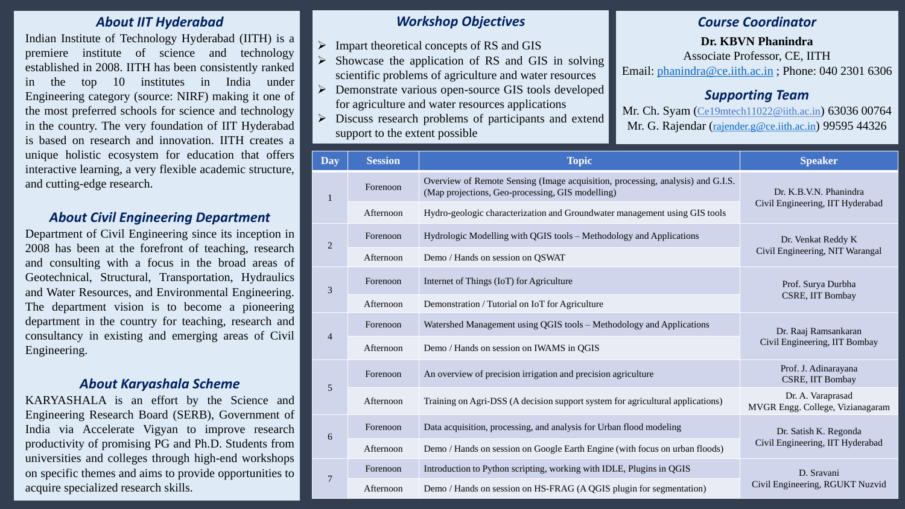## About IIT Hyderabad

Indian Institute of Technology Hyderabad (IITH) is a premiere institute of science and technology established in 2008. IITH has been consistently ranked in the top 10 institutes in India under Engineering category (source: NIRF) making it one of the most preferred schools for science and technology in the country. The very foundation of IIT Hyderabad is based on research and innovation. IITH creates a unique holistic ecosystem for education that offers interactive learning, a very flexible academic structure, and cutting-edge research.

## About Civil Engineering Department

Department of Civil Engineering since its inception in 2008 has been at the forefront of teaching, research and consulting with a focus in the broad areas of Geotechnical, Structural, Transportation, Hydraulics and Water Resources, and Environmental Engineering. The department vision is to become a pioneering department in the country for teaching, research and consultancy in existing and emerging areas of Civil Engineering.

## About Karyashala Scheme

KARYASHALA is an effort by the Science and Engineering Research Board (SERB), Government of India via Accelerate Vigyan to improve research productivity of promising PG and Ph.D. Students from universities and colleges through high-end workshops on specific themes and aims to provide opportunities to acquire specialized research skills.

## Workshop Objectives

- Impart theoretical concepts of RS and GIS
- Showcase the application of RS and GIS in solving scientific problems of agriculture and water resources
- Demonstrate various open-source GIS tools developed for agriculture and water resources applications
- Discuss research problems of participants and extend support to the extent possible

## Course Coordinator

**Dr. KBVN Phanindra**
Associate Professor, CE, IITH
Email: phanindra@ce.iith.ac.in ; Phone: 040 2301 6306

## Supporting Team

Mr. Ch. Syam (Ce19mtech11022@iith.ac.in) 63036 00764
Mr. G. Rajendar (rajender.g@ce.iith.ac.in) 99595 44326

| Day | Session | Topic | Speaker |
|---|---|---|---|
| 1 | Forenoon | Overview of Remote Sensing (Image acquisition, processing, analysis) and G.I.S. (Map projections, Geo-processing, GIS modelling) | Dr. K.B.V.N. Phanindra<br>Civil Engineering, IIT Hyderabad |
| | Afternoon | Hydro-geologic characterization and Groundwater management using GIS tools | |
| 2 | Forenoon | Hydrologic Modelling with QGIS tools – Methodology and Applications | Dr. Venkat Reddy K<br>Civil Engineering, NIT Warangal |
| | Afternoon | Demo / Hands on session on QSWAT | |
| 3 | Forenoon | Internet of Things (IoT) for Agriculture | Prof. Surya Durbha<br>CSRE, IIT Bombay |
| | Afternoon | Demonstration / Tutorial on IoT for Agriculture | |
| 4 | Forenoon | Watershed Management using QGIS tools – Methodology and Applications | Dr. Raaj Ramsankaran<br>Civil Engineering, IIT Bombay |
| | Afternoon | Demo / Hands on session on IWAMS in QGIS | |
| 5 | Forenoon | An overview of precision irrigation and precision agriculture | Prof. J. Adinarayana<br>CSRE, IIT Bombay |
| | Afternoon | Training on Agri-DSS (A decision support system for agricultural applications) | Dr. A. Varaprasad<br>MVGR Engg. College, Vizianagaram |
| 6 | Forenoon | Data acquisition, processing, and analysis for Urban flood modeling | Dr. Satish K. Regonda<br>Civil Engineering, IIT Hyderabad |
| | Afternoon | Demo / Hands on session on Google Earth Engine (with focus on urban floods) | |
| 7 | Forenoon | Introduction to Python scripting, working with IDLE, Plugins in QGIS | D. Sravani<br>Civil Engineering, RGUKT Nuzvid |
| | Afternoon | Demo / Hands on session on HS-FRAG (A QGIS plugin for segmentation) | |